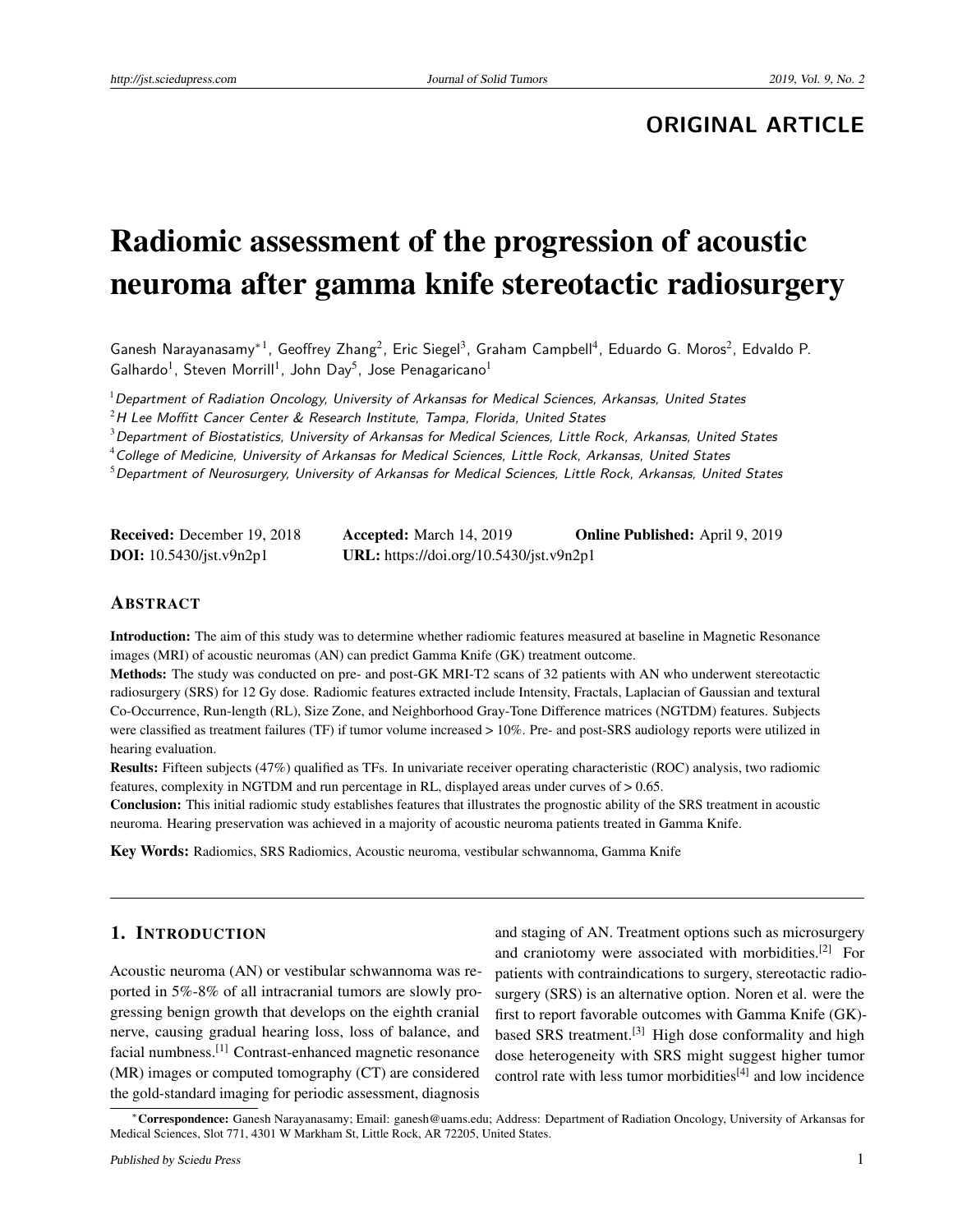**ORIGINAL ARTICLE**

# Radiomic assessment of the progression of acoustic neuroma after gamma knife stereotactic radiosurgery

Ganesh Narayanasamy*[1], Geoffrey Zhang[2], Eric Siegel[3], Graham Campbell[4], Eduardo G. Moros[2], Edvaldo P. Galhardo[1], Steven Morrill[1], John Day[5], Jose Penagaricano[1]

[1] *Department of Radiation Oncology, University of Arkansas for Medical Sciences, Arkansas, United States*

[2] *H Lee Moffitt Cancer Center & Research Institute, Tampa, Florida, United States*

[3] *Department of Biostatistics, University of Arkansas for Medical Sciences, Little Rock, Arkansas, United States*

[4] *College of Medicine, University of Arkansas for Medical Sciences, Little Rock, Arkansas, United States*

[5] *Department of Neurosurgery, University of Arkansas for Medical Sciences, Little Rock, Arkansas, United States*

**Received:** December 19, 2018 **Accepted:** March 14, 2019 **Online Published:** April 9, 2019
**DOI:** 10.5430/jst.v9n2p1 **URL:** https://doi.org/10.5430/jst.v9n2p1

## ABSTRACT

**Introduction:** The aim of this study was to determine whether radiomic features measured at baseline in Magnetic Resonance images (MRI) of acoustic neuromas (AN) can predict Gamma Knife (GK) treatment outcome.

**Methods:** The study was conducted on pre- and post-GK MRI-T2 scans of 32 patients with AN who underwent stereotactic radiosurgery (SRS) for 12 Gy dose. Radiomic features extracted include Intensity, Fractals, Laplacian of Gaussian and textural Co-Occurrence, Run-length (RL), Size Zone, and Neighborhood Gray-Tone Difference matrices (NGTDM) features. Subjects were classified as treatment failures (TF) if tumor volume increased > 10%. Pre- and post-SRS audiology reports were utilized in hearing evaluation.

**Results:** Fifteen subjects (47%) qualified as TFs. In univariate receiver operating characteristic (ROC) analysis, two radiomic features, complexity in NGTDM and run percentage in RL, displayed areas under curves of > 0.65.

**Conclusion:** This initial radiomic study establishes features that illustrates the prognostic ability of the SRS treatment in acoustic neuroma. Hearing preservation was achieved in a majority of acoustic neuroma patients treated in Gamma Knife.

**Key Words:** Radiomics, SRS Radiomics, Acoustic neuroma, vestibular schwannoma, Gamma Knife

## 1. INTRODUCTION

Acoustic neuroma (AN) or vestibular schwannoma was reported in 5%-8% of all intracranial tumors are slowly progressing benign growth that develops on the eighth cranial nerve, causing gradual hearing loss, loss of balance, and facial numbness.[1] Contrast-enhanced magnetic resonance (MR) images or computed tomography (CT) are considered the gold-standard imaging for periodic assessment, diagnosis and staging of AN. Treatment options such as microsurgery and craniotomy were associated with morbidities.[2] For patients with contraindications to surgery, stereotactic radiosurgery (SRS) is an alternative option. Noren et al. were the first to report favorable outcomes with Gamma Knife (GK)-based SRS treatment.[3] High dose conformality and high dose heterogeneity with SRS might suggest higher tumor control rate with less tumor morbidities[4] and low incidence

*Correspondence: Ganesh Narayanasamy; Email: ganesh@uams.edu; Address: Department of Radiation Oncology, University of Arkansas for Medical Sciences, Slot 771, 4301 W Markham St, Little Rock, AR 72205, United States.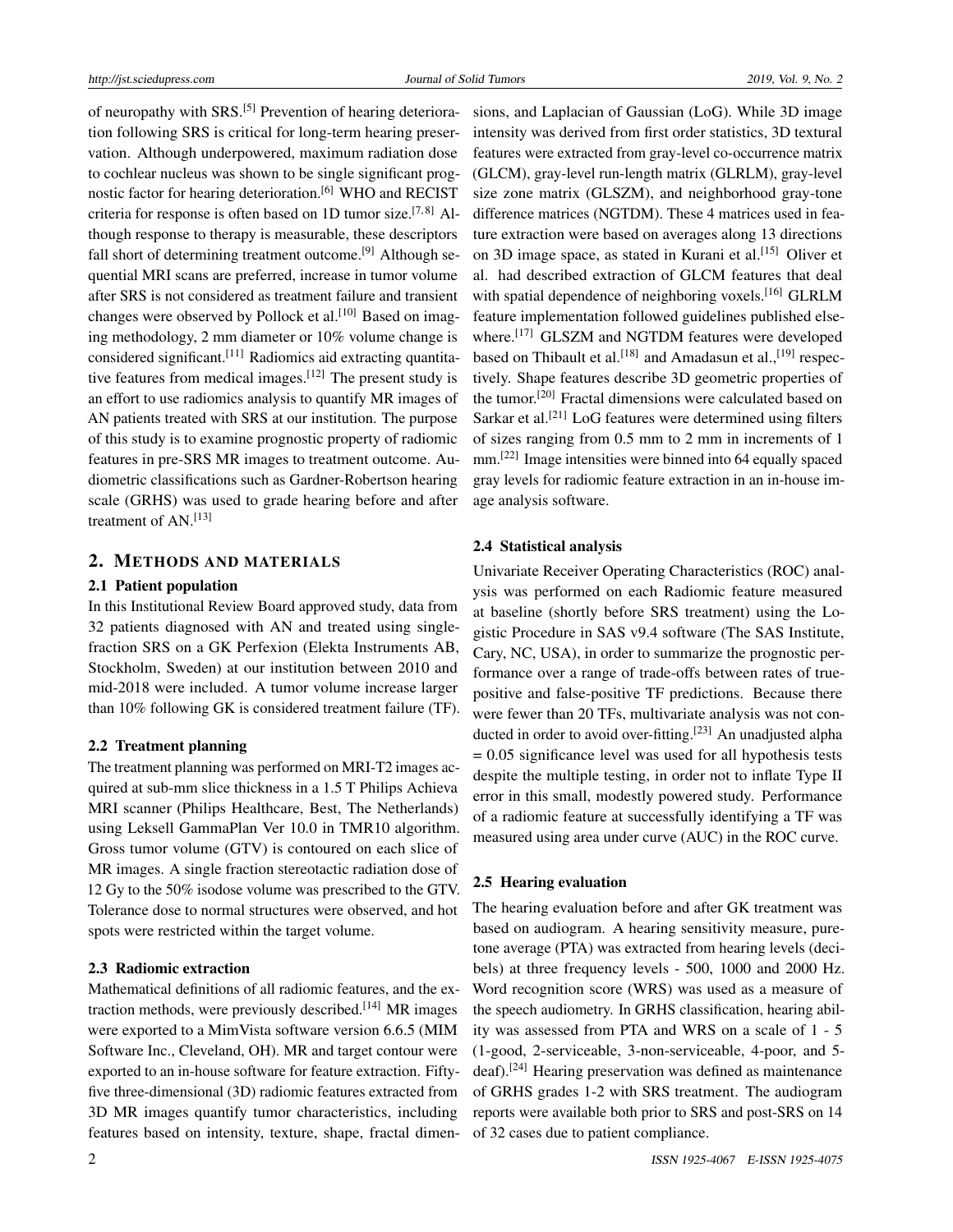of neuropathy with SRS.[5] Prevention of hearing deterioration following SRS is critical for long-term hearing preservation. Although underpowered, maximum radiation dose to cochlear nucleus was shown to be single significant prognostic factor for hearing deterioration.[6] WHO and RECIST criteria for response is often based on 1D tumor size.[7,8] Although response to therapy is measurable, these descriptors fall short of determining treatment outcome.[9] Although sequential MRI scans are preferred, increase in tumor volume after SRS is not considered as treatment failure and transient changes were observed by Pollock et al.[10] Based on imaging methodology, 2 mm diameter or 10% volume change is considered significant.[11] Radiomics aid extracting quantitative features from medical images.[12] The present study is an effort to use radiomics analysis to quantify MR images of AN patients treated with SRS at our institution. The purpose of this study is to examine prognostic property of radiomic features in pre-SRS MR images to treatment outcome. Audiometric classifications such as Gardner-Robertson hearing scale (GRHS) was used to grade hearing before and after treatment of AN.[13]

## 2. Methods and materials

### 2.1 Patient population

In this Institutional Review Board approved study, data from 32 patients diagnosed with AN and treated using single-fraction SRS on a GK Perfexion (Elekta Instruments AB, Stockholm, Sweden) at our institution between 2010 and mid-2018 were included. A tumor volume increase larger than 10% following GK is considered treatment failure (TF).

### 2.2 Treatment planning

The treatment planning was performed on MRI-T2 images acquired at sub-mm slice thickness in a 1.5 T Philips Achieva MRI scanner (Philips Healthcare, Best, The Netherlands) using Leksell GammaPlan Ver 10.0 in TMR10 algorithm. Gross tumor volume (GTV) is contoured on each slice of MR images. A single fraction stereotactic radiation dose of 12 Gy to the 50% isodose volume was prescribed to the GTV. Tolerance dose to normal structures were observed, and hot spots were restricted within the target volume.

### 2.3 Radiomic extraction

Mathematical definitions of all radiomic features, and the extraction methods, were previously described.[14] MR images were exported to a MimVista software version 6.6.5 (MIM Software Inc., Cleveland, OH). MR and target contour were exported to an in-house software for feature extraction. Fifty-five three-dimensional (3D) radiomic features extracted from 3D MR images quantify tumor characteristics, including features based on intensity, texture, shape, fractal dimensions, and Laplacian of Gaussian (LoG). While 3D image intensity was derived from first order statistics, 3D textural features were extracted from gray-level co-occurrence matrix (GLCM), gray-level run-length matrix (GLRLM), gray-level size zone matrix (GLSZM), and neighborhood gray-tone difference matrices (NGTDM). These 4 matrices used in feature extraction were based on averages along 13 directions on 3D image space, as stated in Kurani et al.[15] Oliver et al. had described extraction of GLCM features that deal with spatial dependence of neighboring voxels.[16] GLRLM feature implementation followed guidelines published elsewhere.[17] GLSZM and NGTDM features were developed based on Thibault et al.[18] and Amadasun et al.,[19] respectively. Shape features describe 3D geometric properties of the tumor.[20] Fractal dimensions were calculated based on Sarkar et al.[21] LoG features were determined using filters of sizes ranging from 0.5 mm to 2 mm in increments of 1 mm.[22] Image intensities were binned into 64 equally spaced gray levels for radiomic feature extraction in an in-house image analysis software.

### 2.4 Statistical analysis

Univariate Receiver Operating Characteristics (ROC) analysis was performed on each Radiomic feature measured at baseline (shortly before SRS treatment) using the Logistic Procedure in SAS v9.4 software (The SAS Institute, Cary, NC, USA), in order to summarize the prognostic performance over a range of trade-offs between rates of true-positive and false-positive TF predictions. Because there were fewer than 20 TFs, multivariate analysis was not conducted in order to avoid over-fitting.[23] An unadjusted alpha = 0.05 significance level was used for all hypothesis tests despite the multiple testing, in order not to inflate Type II error in this small, modestly powered study. Performance of a radiomic feature at successfully identifying a TF was measured using area under curve (AUC) in the ROC curve.

### 2.5 Hearing evaluation

The hearing evaluation before and after GK treatment was based on audiogram. A hearing sensitivity measure, pure-tone average (PTA) was extracted from hearing levels (decibels) at three frequency levels - 500, 1000 and 2000 Hz. Word recognition score (WRS) was used as a measure of the speech audiometry. In GRHS classification, hearing ability was assessed from PTA and WRS on a scale of 1 - 5 (1-good, 2-serviceable, 3-non-serviceable, 4-poor, and 5-deaf).[24] Hearing preservation was defined as maintenance of GRHS grades 1-2 with SRS treatment. The audiogram reports were available both prior to SRS and post-SRS on 14 of 32 cases due to patient compliance.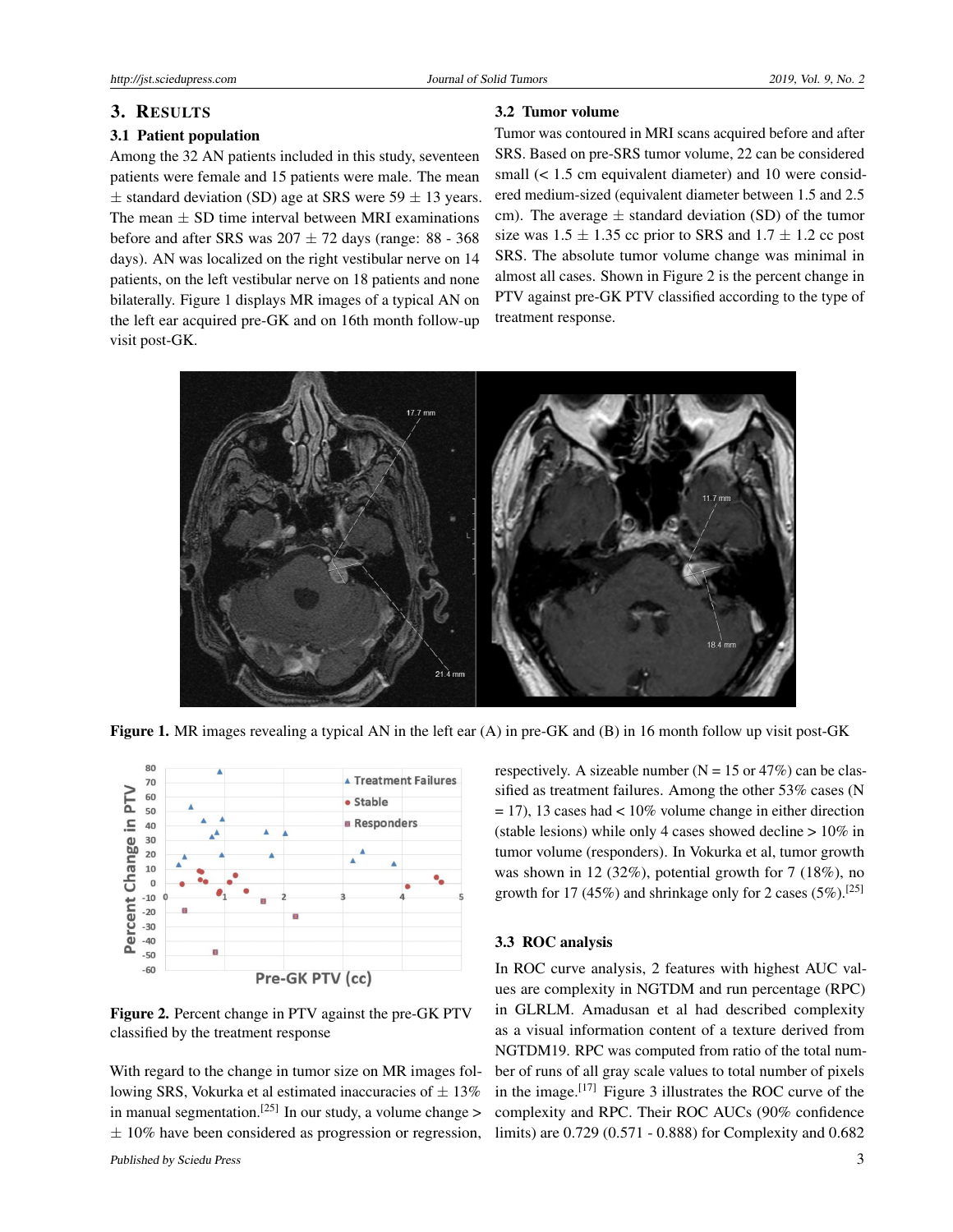## 3. RESULTS

### 3.1 Patient population

Among the 32 AN patients included in this study, seventeen patients were female and 15 patients were male. The mean ± standard deviation (SD) age at SRS were 59 ± 13 years. The mean ± SD time interval between MRI examinations before and after SRS was 207 ± 72 days (range: 88 - 368 days). AN was localized on the right vestibular nerve on 14 patients, on the left vestibular nerve on 18 patients and none bilaterally. Figure 1 displays MR images of a typical AN on the left ear acquired pre-GK and on 16th month follow-up visit post-GK.

### 3.2 Tumor volume

Tumor was contoured in MRI scans acquired before and after SRS. Based on pre-SRS tumor volume, 22 can be considered small (< 1.5 cm equivalent diameter) and 10 were considered medium-sized (equivalent diameter between 1.5 and 2.5 cm). The average ± standard deviation (SD) of the tumor size was 1.5 ± 1.35 cc prior to SRS and 1.7 ± 1.2 cc post SRS. The absolute tumor volume change was minimal in almost all cases. Shown in Figure 2 is the percent change in PTV against pre-GK PTV classified according to the type of treatment response.

17.7 mm
21.4 mm
L
11.7 mm
18.4 mm

**Figure 1.** MR images revealing a typical AN in the left ear (A) in pre-GK and (B) in 16 month follow up visit post-GK

Percent Change in PTV
80
70
60
50
40
30
20
10
0
-10
-20
-30
-40
-50
-60
0
1
2
3
4
5
Pre-GK PTV (cc)
Treatment Failures
Stable
Responders

**Figure 2.** Percent change in PTV against the pre-GK PTV classified by the treatment response

With regard to the change in tumor size on MR images following SRS, Vokurka et al estimated inaccuracies of ± 13% in manual segmentation.[25] In our study, a volume change > ± 10% have been considered as progression or regression, respectively. A sizeable number (N = 15 or 47%) can be classified as treatment failures. Among the other 53% cases (N = 17), 13 cases had < 10% volume change in either direction (stable lesions) while only 4 cases showed decline > 10% in tumor volume (responders). In Vokurka et al, tumor growth was shown in 12 (32%), potential growth for 7 (18%), no growth for 17 (45%) and shrinkage only for 2 cases (5%).[25]

### 3.3 ROC analysis

In ROC curve analysis, 2 features with highest AUC values are complexity in NGTDM and run percentage (RPC) in GLRLM. Amadusan et al had described complexity as a visual information content of a texture derived from NGTDM19. RPC was computed from ratio of the total number of runs of all gray scale values to total number of pixels in the image.[17] Figure 3 illustrates the ROC curve of the complexity and RPC. Their ROC AUCs (90% confidence limits) are 0.729 (0.571 - 0.888) for Complexity and 0.682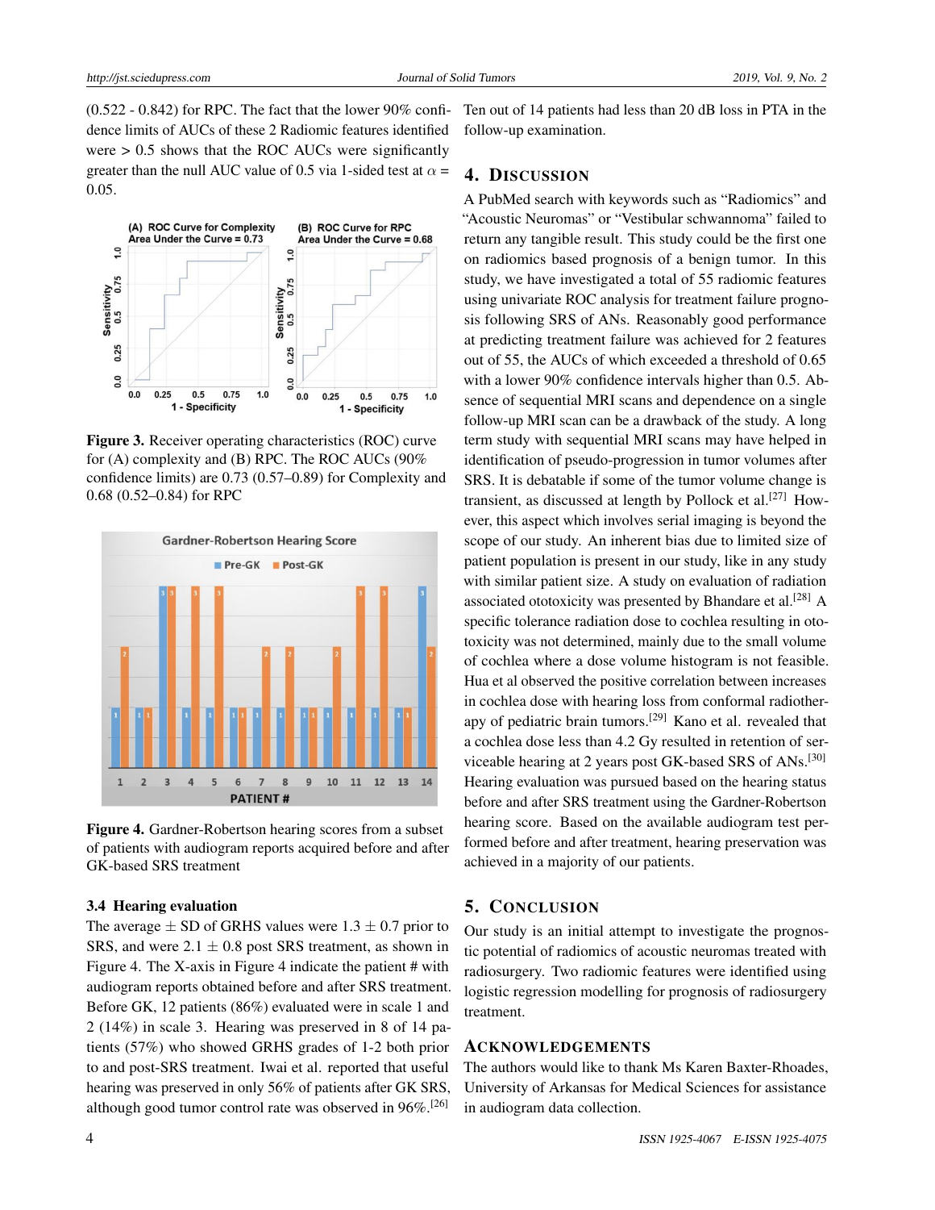(0.522 - 0.842) for RPC. The fact that the lower 90% confidence limits of AUCs of these 2 Radiomic features identified were > 0.5 shows that the ROC AUCs were significantly greater than the null AUC value of 0.5 via 1-sided test at $\alpha$ = 0.05.

(A) ROC Curve for Complexity
Area Under the Curve = 0.73

(B) ROC Curve for RPC
Area Under the Curve = 0.68

Sensitivity
1 - Specificity

**Figure 3.** Receiver operating characteristics (ROC) curve for (A) complexity and (B) RPC. The ROC AUCs (90% confidence limits) are 0.73 (0.57–0.89) for Complexity and 0.68 (0.52–0.84) for RPC

Gardner-Robertson Hearing Score

Pre-GK
Post-GK

PATIENT #

**Figure 4.** Gardner-Robertson hearing scores from a subset of patients with audiogram reports acquired before and after GK-based SRS treatment

### 3.4 Hearing evaluation

The average $\pm$ SD of GRHS values were 1.3 $\pm$ 0.7 prior to SRS, and were 2.1 $\pm$ 0.8 post SRS treatment, as shown in Figure 4. The X-axis in Figure 4 indicate the patient # with audiogram reports obtained before and after SRS treatment. Before GK, 12 patients (86%) evaluated were in scale 1 and 2 (14%) in scale 3. Hearing was preserved in 8 of 14 patients (57%) who showed GRHS grades of 1-2 both prior to and post-SRS treatment. Iwai et al. reported that useful hearing was preserved in only 56% of patients after GK SRS, although good tumor control rate was observed in 96%.[26] Ten out of 14 patients had less than 20 dB loss in PTA in the follow-up examination.

## 4. Discussion

A PubMed search with keywords such as "Radiomics" and "Acoustic Neuromas" or "Vestibular schwannoma" failed to return any tangible result. This study could be the first one on radiomics based prognosis of a benign tumor. In this study, we have investigated a total of 55 radiomic features using univariate ROC analysis for treatment failure prognosis following SRS of ANs. Reasonably good performance at predicting treatment failure was achieved for 2 features out of 55, the AUCs of which exceeded a threshold of 0.65 with a lower 90% confidence intervals higher than 0.5. Absence of sequential MRI scans and dependence on a single follow-up MRI scan can be a drawback of the study. A long term study with sequential MRI scans may have helped in identification of pseudo-progression in tumor volumes after SRS. It is debatable if some of the tumor volume change is transient, as discussed at length by Pollock et al.[27] However, this aspect which involves serial imaging is beyond the scope of our study. An inherent bias due to limited size of patient population is present in our study, like in any study with similar patient size. A study on evaluation of radiation associated ototoxicity was presented by Bhandare et al.[28] A specific tolerance radiation dose to cochlea resulting in ototoxicity was not determined, mainly due to the small volume of cochlea where a dose volume histogram is not feasible. Hua et al observed the positive correlation between increases in cochlea dose with hearing loss from conformal radiotherapy of pediatric brain tumors.[29] Kano et al. revealed that a cochlea dose less than 4.2 Gy resulted in retention of serviceable hearing at 2 years post GK-based SRS of ANs.[30] Hearing evaluation was pursued based on the hearing status before and after SRS treatment using the Gardner-Robertson hearing score. Based on the available audiogram test performed before and after treatment, hearing preservation was achieved in a majority of our patients.

## 5. Conclusion

Our study is an initial attempt to investigate the prognostic potential of radiomics of acoustic neuromas treated with radiosurgery. Two radiomic features were identified using logistic regression modelling for prognosis of radiosurgery treatment.

## Acknowledgements

The authors would like to thank Ms Karen Baxter-Rhoades, University of Arkansas for Medical Sciences for assistance in audiogram data collection.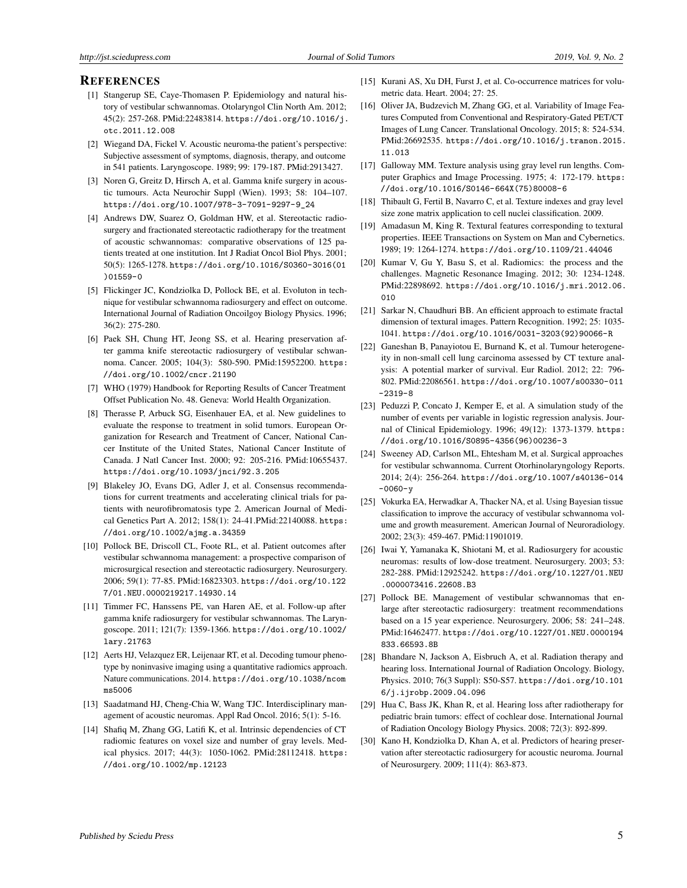## REFERENCES

[1] Stangerup SE, Caye-Thomasen P. Epidemiology and natural history of vestibular schwannomas. Otolaryngol Clin North Am. 2012; 45(2): 257-268. PMid:22483814. https://doi.org/10.1016/j.otc.2011.12.008

[2] Wiegand DA, Fickel V. Acoustic neuroma-the patient's perspective: Subjective assessment of symptoms, diagnosis, therapy, and outcome in 541 patients. Laryngoscope. 1989; 99: 179-187. PMid:2913427.

[3] Noren G, Greitz D, Hirsch A, et al. Gamma knife surgery in acoustic tumours. Acta Neurochir Suppl (Wien). 1993; 58: 104–107. https://doi.org/10.1007/978-3-7091-9297-9_24

[4] Andrews DW, Suarez O, Goldman HW, et al. Stereotactic radiosurgery and fractionated stereotactic radiotherapy for the treatment of acoustic schwannomas: comparative observations of 125 patients treated at one institution. Int J Radiat Oncol Biol Phys. 2001; 50(5): 1265-1278. https://doi.org/10.1016/S0360-3016(01)01559-0

[5] Flickinger JC, Kondziolka D, Pollock BE, et al. Evoluton in technique for vestibular schwannoma radiosurgery and effect on outcome. International Journal of Radiation Oncoilgoy Biology Physics. 1996; 36(2): 275-280.

[6] Paek SH, Chung HT, Jeong SS, et al. Hearing preservation after gamma knife stereotactic radiosurgery of vestibular schwannoma. Cancer. 2005; 104(3): 580-590. PMid:15952200. https://doi.org/10.1002/cncr.21190

[7] WHO (1979) Handbook for Reporting Results of Cancer Treatment Offset Publication No. 48. Geneva: World Health Organization.

[8] Therasse P, Arbuck SG, Eisenhauer EA, et al. New guidelines to evaluate the response to treatment in solid tumors. European Organization for Research and Treatment of Cancer, National Cancer Institute of the United States, National Cancer Institute of Canada. J Natl Cancer Inst. 2000; 92: 205-216. PMid:10655437. https://doi.org/10.1093/jnci/92.3.205

[9] Blakeley JO, Evans DG, Adler J, et al. Consensus recommendations for current treatments and accelerating clinical trials for patients with neurofibromatosis type 2. American Journal of Medical Genetics Part A. 2012; 158(1): 24-41.PMid:22140088. https://doi.org/10.1002/ajmg.a.34359

[10] Pollock BE, Driscoll CL, Foote RL, et al. Patient outcomes after vestibular schwannoma management: a prospective comparison of microsurgical resection and stereotactic radiosurgery. Neurosurgery. 2006; 59(1): 77-85. PMid:16823303. https://doi.org/10.1227/01.NEU.0000219217.14930.14

[11] Timmer FC, Hanssens PE, van Haren AE, et al. Follow-up after gamma knife radiosurgery for vestibular schwannomas. The Laryngoscope. 2011; 121(7): 1359-1366. https://doi.org/10.1002/lary.21763

[12] Aerts HJ, Velazquez ER, Leijenaar RT, et al. Decoding tumour phenotype by noninvasive imaging using a quantitative radiomics approach. Nature communications. 2014. https://doi.org/10.1038/ncomms5006

[13] Saadatmand HJ, Cheng-Chia W, Wang TJC. Interdisciplinary management of acoustic neuromas. Appl Rad Oncol. 2016; 5(1): 5-16.

[14] Shafiq M, Zhang GG, Latifi K, et al. Intrinsic dependencies of CT radiomic features on voxel size and number of gray levels. Medical physics. 2017; 44(3): 1050-1062. PMid:28112418. https://doi.org/10.1002/mp.12123

[15] Kurani AS, Xu DH, Furst J, et al. Co-occurrence matrices for volumetric data. Heart. 2004; 27: 25.

[16] Oliver JA, Budzevich M, Zhang GG, et al. Variability of Image Features Computed from Conventional and Respiratory-Gated PET/CT Images of Lung Cancer. Translational Oncology. 2015; 8: 524-534. PMid:26692535. https://doi.org/10.1016/j.tranon.2015.11.013

[17] Galloway MM. Texture analysis using gray level run lengths. Computer Graphics and Image Processing. 1975; 4: 172-179. https://doi.org/10.1016/S0146-664X(75)80008-6

[18] Thibault G, Fertil B, Navarro C, et al. Texture indexes and gray level size zone matrix application to cell nuclei classification. 2009.

[19] Amadasun M, King R. Textural features corresponding to textural properties. IEEE Transactions on System on Man and Cybernetics. 1989; 19: 1264-1274. https://doi.org/10.1109/21.44046

[20] Kumar V, Gu Y, Basu S, et al. Radiomics: the process and the challenges. Magnetic Resonance Imaging. 2012; 30: 1234-1248. PMid:22898692. https://doi.org/10.1016/j.mri.2012.06.010

[21] Sarkar N, Chaudhuri BB. An efficient approach to estimate fractal dimension of textural images. Pattern Recognition. 1992; 25: 1035-1041. https://doi.org/10.1016/0031-3203(92)90066-R

[22] Ganeshan B, Panayiotou E, Burnand K, et al. Tumour heterogeneity in non-small cell lung carcinoma assessed by CT texture analysis: A potential marker of survival. Eur Radiol. 2012; 22: 796-802. PMid:22086561. https://doi.org/10.1007/s00330-011-2319-8

[23] Peduzzi P, Concato J, Kemper E, et al. A simulation study of the number of events per variable in logistic regression analysis. Journal of Clinical Epidemiology. 1996; 49(12): 1373-1379. https://doi.org/10.1016/S0895-4356(96)00236-3

[24] Sweeney AD, Carlson ML, Ehtesham M, et al. Surgical approaches for vestibular schwannoma. Current Otorhinolaryngology Reports. 2014; 2(4): 256-264. https://doi.org/10.1007/s40136-014-0060-y

[25] Vokurka EA, Herwadkar A, Thacker NA, et al. Using Bayesian tissue classification to improve the accuracy of vestibular schwannoma volume and growth measurement. American Journal of Neuroradiology. 2002; 23(3): 459-467. PMid:11901019.

[26] Iwai Y, Yamanaka K, Shiotani M, et al. Radiosurgery for acoustic neuromas: results of low-dose treatment. Neurosurgery. 2003; 53: 282-288. PMid:12925242. https://doi.org/10.1227/01.NEU.0000073416.22608.B3

[27] Pollock BE. Management of vestibular schwannomas that enlarge after stereotactic radiosurgery: treatment recommendations based on a 15 year experience. Neurosurgery. 2006; 58: 241–248. PMid:16462477. https://doi.org/10.1227/01.NEU.0000194833.66593.8B

[28] Bhandare N, Jackson A, Eisbruch A, et al. Radiation therapy and hearing loss. International Journal of Radiation Oncology. Biology, Physics. 2010; 76(3 Suppl): S50-S57. https://doi.org/10.1016/j.ijrobp.2009.04.096

[29] Hua C, Bass JK, Khan R, et al. Hearing loss after radiotherapy for pediatric brain tumors: effect of cochlear dose. International Journal of Radiation Oncology Biology Physics. 2008; 72(3): 892-899.

[30] Kano H, Kondziolka D, Khan A, et al. Predictors of hearing preservation after stereotactic radiosurgery for acoustic neuroma. Journal of Neurosurgery. 2009; 111(4): 863-873.